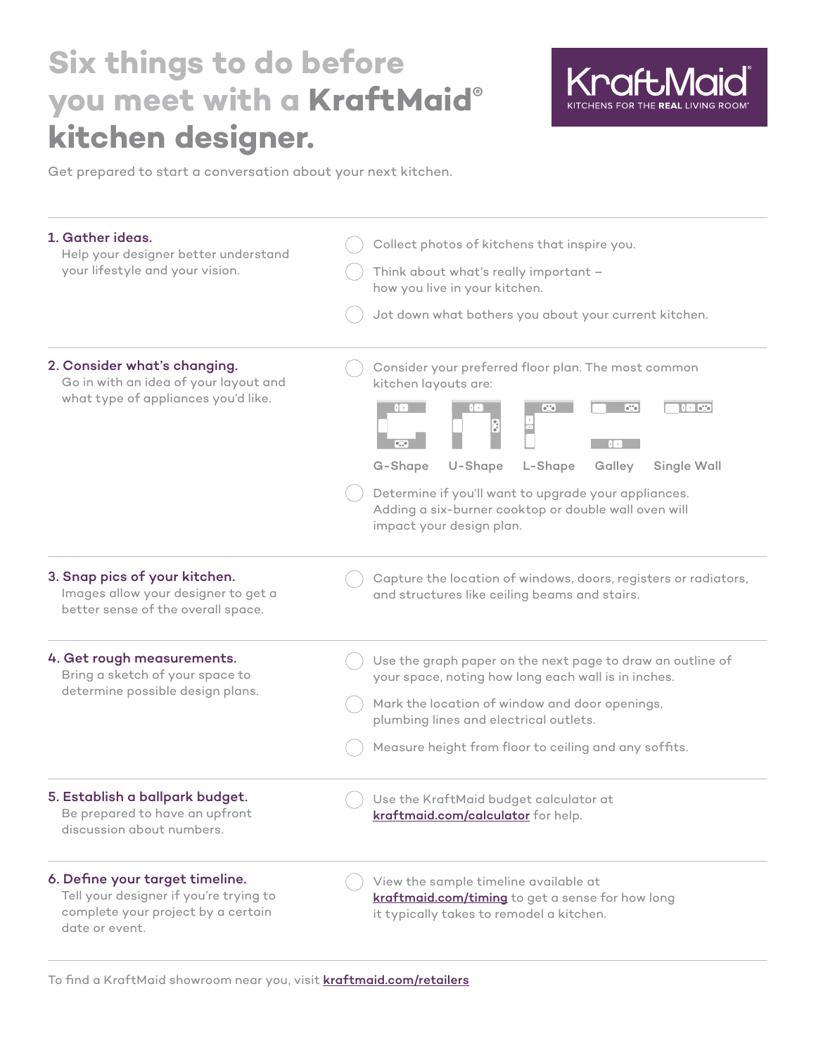# Six things to do before you meet with a **KraftMaid®** kitchen designer.

KraftMaid® KITCHENS FOR THE **REAL** LIVING ROOM®

Get prepared to start a conversation about your next kitchen.

---

### 1. Gather ideas.

Help your designer better understand your lifestyle and your vision.

- ◯ Collect photos of kitchens that inspire you.
- ◯ Think about what's really important – how you live in your kitchen.
- ◯ Jot down what bothers you about your current kitchen.

---

### 2. Consider what's changing.

Go in with an idea of your layout and what type of appliances you'd like.

- ◯ Consider your preferred floor plan. The most common kitchen layouts are:

  G-Shape | U-Shape | L-Shape | Galley | Single Wall

- ◯ Determine if you'll want to upgrade your appliances. Adding a six-burner cooktop or double wall oven will impact your design plan.

---

### 3. Snap pics of your kitchen.

Images allow your designer to get a better sense of the overall space.

- ◯ Capture the location of windows, doors, registers or radiators, and structures like ceiling beams and stairs.

---

### 4. Get rough measurements.

Bring a sketch of your space to determine possible design plans.

- ◯ Use the graph paper on the next page to draw an outline of your space, noting how long each wall is in inches.
- ◯ Mark the location of window and door openings, plumbing lines and electrical outlets.
- ◯ Measure height from floor to ceiling and any soffits.

---

### 5. Establish a ballpark budget.

Be prepared to have an upfront discussion about numbers.

- ◯ Use the KraftMaid budget calculator at **kraftmaid.com/calculator** for help.

---

### 6. Define your target timeline.

Tell your designer if you're trying to complete your project by a certain date or event.

- ◯ View the sample timeline available at **kraftmaid.com/timing** to get a sense for how long it typically takes to remodel a kitchen.

---

To find a KraftMaid showroom near you, visit **kraftmaid.com/retailers**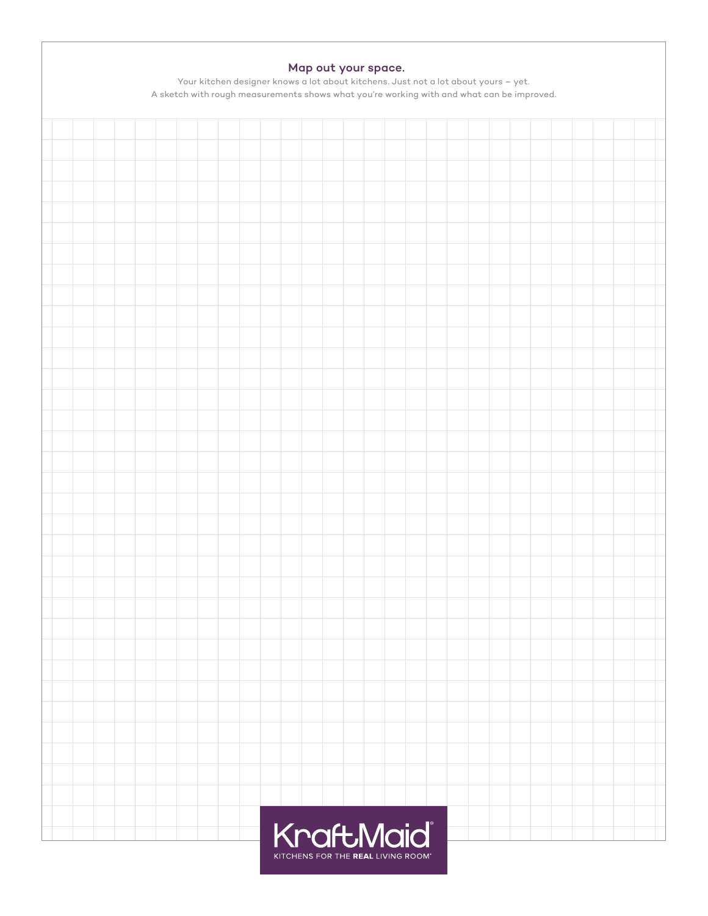## Map out your space.

Your kitchen designer knows a lot about kitchens. Just not a lot about yours – yet.
A sketch with rough measurements shows what you're working with and what can be improved.

KraftMaid®

KITCHENS FOR THE **REAL** LIVING ROOM™